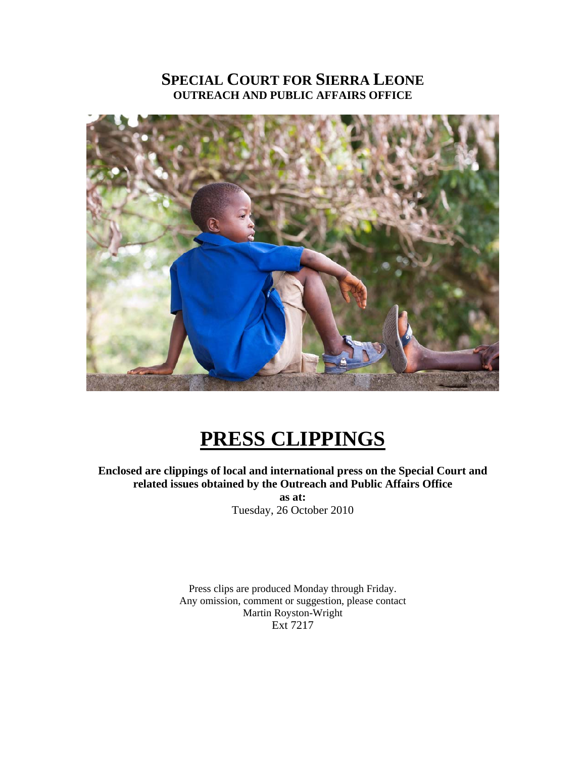# SPECIAL COURT FOR SIERRA LEONE

## OUTREACH AND PUBLIC AFFAIRS OFFICE

# PRESS CLIPPINGS

**Enclosed are clippings of local and international press on the Special Court and related issues obtained by the Outreach and Public Affairs Office**

**as at:**

Tuesday, 26 October 2010

Press clips are produced Monday through Friday.
Any omission, comment or suggestion, please contact
Martin Royston-Wright
Ext 7217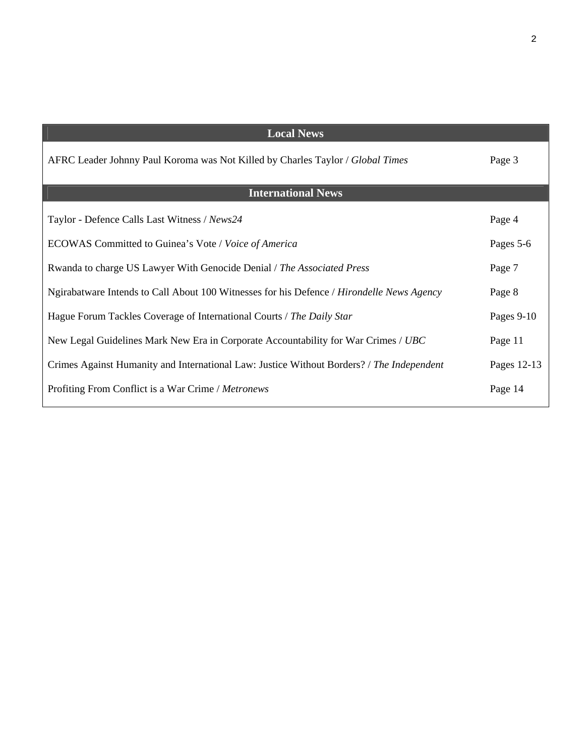| Local News | |
|---|---|
| AFRC Leader Johnny Paul Koroma was Not Killed by Charles Taylor / *Global Times* | Page 3 |
| **International News** | |
| Taylor - Defence Calls Last Witness / *News24* | Page 4 |
| ECOWAS Committed to Guinea's Vote / *Voice of America* | Pages 5-6 |
| Rwanda to charge US Lawyer With Genocide Denial / *The Associated Press* | Page 7 |
| Ngirabatware Intends to Call About 100 Witnesses for his Defence / *Hirondelle News Agency* | Page 8 |
| Hague Forum Tackles Coverage of International Courts / *The Daily Star* | Pages 9-10 |
| New Legal Guidelines Mark New Era in Corporate Accountability for War Crimes / *UBC* | Page 11 |
| Crimes Against Humanity and International Law: Justice Without Borders? / *The Independent* | Pages 12-13 |
| Profiting From Conflict is a War Crime / *Metronews* | Page 14 |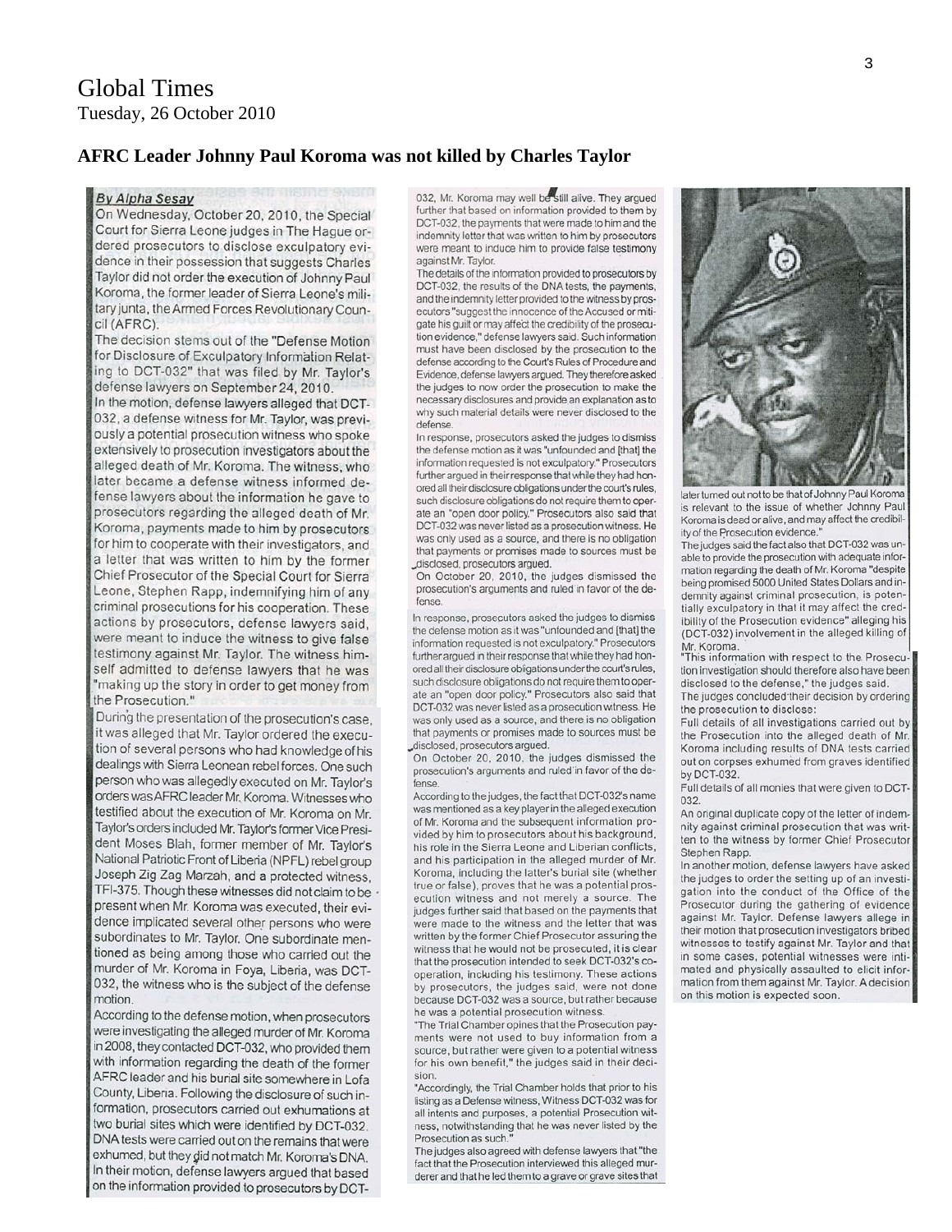# Global Times

Tuesday, 26 October 2010

## AFRC Leader Johnny Paul Koroma was not killed by Charles Taylor

*By Alpha Sesay*

On Wednesday, October 20, 2010, the Special Court for Sierra Leone judges in The Hague ordered prosecutors to disclose exculpatory evidence in their possession that suggests Charles Taylor did not order the execution of Johnny Paul Koroma, the former leader of Sierra Leone's military junta, the Armed Forces Revolutionary Council (AFRC).

The decision stems out of the "Defense Motion for Disclosure of Exculpatory Information Relating to DCT-032" that was filed by Mr. Taylor's defense lawyers on September 24, 2010.

In the motion, defense lawyers alleged that DCT-032, a defense witness for Mr. Taylor, was previously a potential prosecution witness who spoke extensively to prosecution investigators about the alleged death of Mr. Koroma. The witness, who later became a defense witness informed defense lawyers about the information he gave to prosecutors regarding the alleged death of Mr. Koroma, payments made to him by prosecutors for him to cooperate with their investigators, and a letter that was written to him by the former Chief Prosecutor of the Special Court for Sierra Leone, Stephen Rapp, indemnifying him of any criminal prosecutions for his cooperation. These actions by prosecutors, defense lawyers said, were meant to induce the witness to give false testimony against Mr. Taylor. The witness himself admitted to defense lawyers that he was "making up the story in order to get money from the Prosecution."

During the presentation of the prosecution's case, it was alleged that Mr. Taylor ordered the execution of several persons who had knowledge of his dealings with Sierra Leonean rebel forces. One such person who was allegedly executed on Mr. Taylor's orders was AFRC leader Mr. Koroma. Witnesses who testified about the execution of Mr. Koroma on Mr. Taylor's orders included Mr. Taylor's former Vice President Moses Blah, former member of Mr. Taylor's National Patriotic Front of Liberia (NPFL) rebel group Joseph Zig Zag Marzah, and a protected witness, TFI-375. Though these witnesses did not claim to be present when Mr. Koroma was executed, their evidence implicated several other persons who were subordinates to Mr. Taylor. One subordinate mentioned as being among those who carried out the murder of Mr. Koroma in Foya, Liberia, was DCT-032, the witness who is the subject of the defense motion.

According to the defense motion, when prosecutors were investigating the alleged murder of Mr. Koroma in 2008, they contacted DCT-032, who provided them with information regarding the death of the former AFRC leader and his burial site somewhere in Lofa County, Liberia. Following the disclosure of such information, prosecutors carried out exhumations at two burial sites which were identified by DCT-032. DNA tests were carried out on the remains that were exhumed, but they did not match Mr. Koroma's DNA. In their motion, defense lawyers argued that based on the information provided to prosecutors by DCT-032, Mr. Koroma may well be still alive. They argued further that based on information provided to them by DCT-032, the payments that were made to him and the indemnity letter that was written to him by prosecutors were meant to induce him to provide false testimony against Mr. Taylor.

The details of the information provided to prosecutors by DCT-032, the results of the DNA tests, the payments, and the indemnity letter provided to the witness by prosecutors "suggest the innocence of the Accused or mitigate his guilt or may affect the credibility of the prosecution evidence," defense lawyers said. Such information must have been disclosed by the prosecution to the defense according to the Court's Rules of Procedure and Evidence, defense lawyers argued. They therefore asked the judges to now order the prosecution to make the necessary disclosures and provide an explanation as to why such material details were never disclosed to the defense.

In response, prosecutors asked the judges to dismiss the defense motion as it was "unfounded and [that] the information requested is not exculpatory." Prosecutors further argued in their response that while they had honored all their disclosure obligations under the court's rules, such disclosure obligations do not require them to operate an "open door policy." Prosecutors also said that DCT-032 was never listed as a prosecution witness. He was only used as a source, and there is no obligation that payments or promises made to sources must be disclosed, prosecutors argued.

On October 20, 2010, the judges dismissed the prosecution's arguments and ruled in favor of the defense.

In response, prosecutors asked the judges to dismiss the defense motion as it was "unfounded and [that] the information requested is not exculpatory." Prosecutors further argued in their response that while they had honored all their disclosure obligations under the court's rules, such disclosure obligations do not require them to operate an "open door policy." Prosecutors also said that DCT-032 was never listed as a prosecution witness. He was only used as a source, and there is no obligation that payments or promises made to sources must be disclosed, prosecutors argued.

On October 20, 2010, the judges dismissed the prosecution's arguments and ruled in favor of the defense.

According to the judges, the fact that DCT-032's name was mentioned as a key player in the alleged execution of Mr. Koroma and the subsequent information provided by him to prosecutors about his background, his role in the Sierra Leone and Liberian conflicts, and his participation in the alleged murder of Mr. Koroma, including the latter's burial site (whether true or false), proves that he was a potential prosecution witness and not merely a source. The judges further said that based on the payments that were made to the witness and the letter that was written by the former Chief Prosecutor assuring the witness that he would not be prosecuted, it is clear that the prosecution intended to seek DCT-032's cooperation, including his testimony. These actions by prosecutors, the judges said, were not done because DCT-032 was a source, but rather because he was a potential prosecution witness.

"The Trial Chamber opines that the Prosecution payments were not used to buy information from a source, but rather were given to a potential witness for his own benefit," the judges said in their decision.

"Accordingly, the Trial Chamber holds that prior to his listing as a Defense witness, Witness DCT-032 was for all intents and purposes, a potential Prosecution witness, notwithstanding that he was never listed by the Prosecution as such."

The judges also agreed with defense lawyers that "the fact that the Prosecution interviewed this alleged murderer and that he led them to a grave or grave sites that later turned out not to be that of Johnny Paul Koroma is relevant to the issue of whether Johnny Paul Koroma is dead or alive, and may affect the credibility of the Prosecution evidence."

The judges said the fact also that DCT-032 was unable to provide the prosecution with adequate information regarding the death of Mr. Koroma "despite being promised 5000 United States Dollars and indemnity against criminal prosecution, is potentially exculpatory in that it may affect the credibility of the Prosecution evidence" alleging his (DCT-032) involvement in the alleged killing of Mr. Koroma.

"This information with respect to the Prosecution investigation should therefore also have been disclosed to the defense," the judges said.

The judges concluded their decision by ordering the prosecution to disclose:

Full details of all investigations carried out by the Prosecution into the alleged death of Mr. Koroma including results of DNA tests carried out on corpses exhumed from graves identified by DCT-032.

Full details of all monies that were given to DCT-032.

An original duplicate copy of the letter of indemnity against criminal prosecution that was written to the witness by former Chief Prosecutor Stephen Rapp.

In another motion, defense lawyers have asked the judges to order the setting up of an investigation into the conduct of the Office of the Prosecutor during the gathering of evidence against Mr. Taylor. Defense lawyers allege in their motion that prosecution investigators bribed witnesses to testify against Mr. Taylor and that in some cases, potential witnesses were intimated and physically assaulted to elicit information from them against Mr. Taylor. A decision on this motion is expected soon.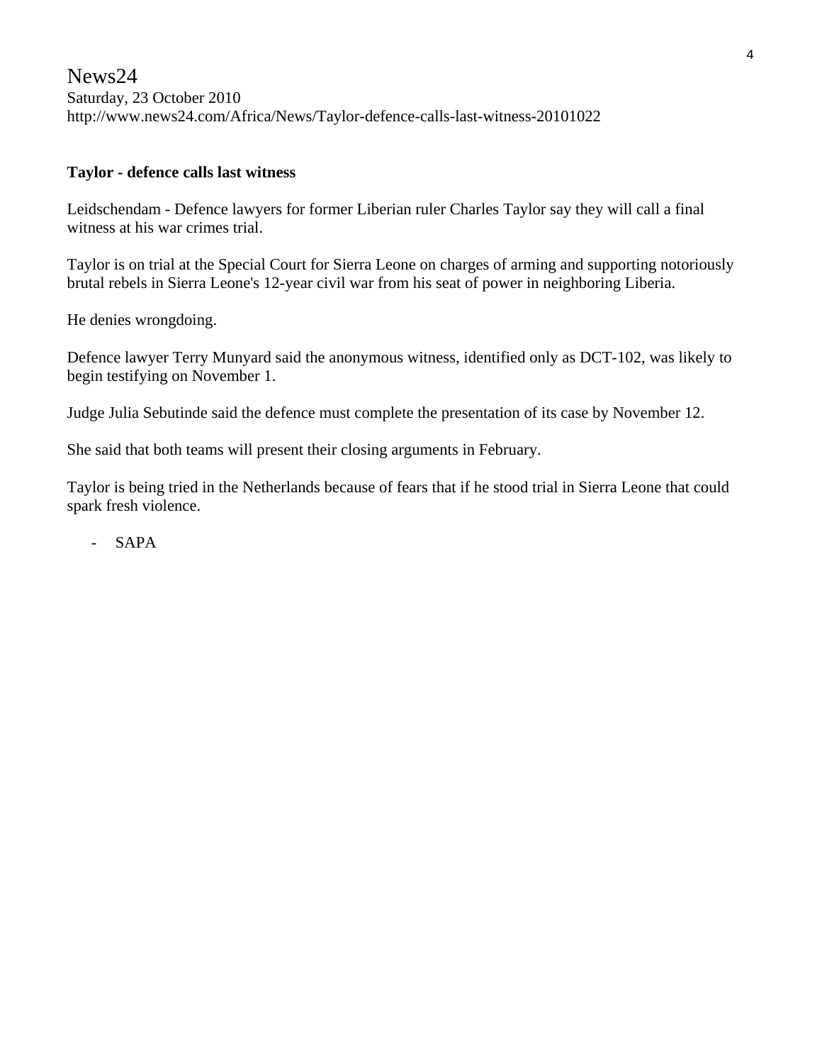News24
Saturday, 23 October 2010
http://www.news24.com/Africa/News/Taylor-defence-calls-last-witness-20101022

**Taylor - defence calls last witness**

Leidschendam - Defence lawyers for former Liberian ruler Charles Taylor say they will call a final witness at his war crimes trial.

Taylor is on trial at the Special Court for Sierra Leone on charges of arming and supporting notoriously brutal rebels in Sierra Leone's 12-year civil war from his seat of power in neighboring Liberia.

He denies wrongdoing.

Defence lawyer Terry Munyard said the anonymous witness, identified only as DCT-102, was likely to begin testifying on November 1.

Judge Julia Sebutinde said the defence must complete the presentation of its case by November 12.

She said that both teams will present their closing arguments in February.

Taylor is being tried in the Netherlands because of fears that if he stood trial in Sierra Leone that could spark fresh violence.

- SAPA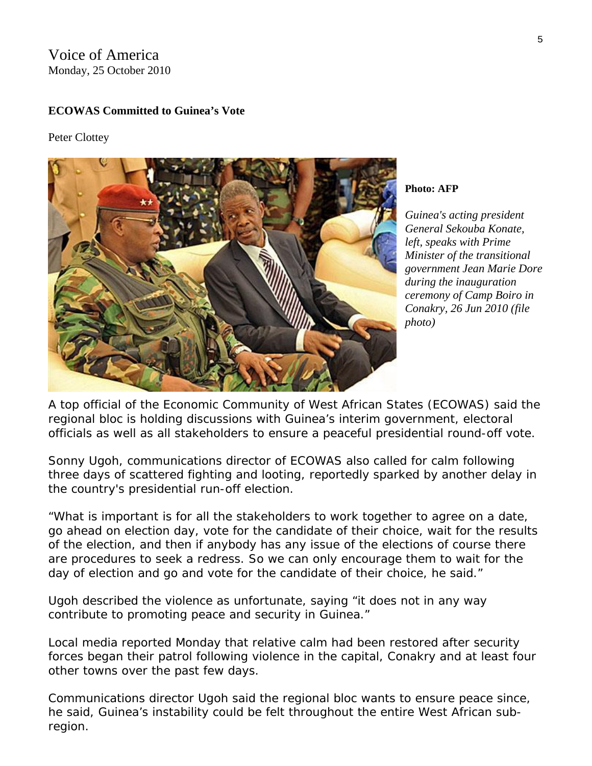Voice of America
Monday, 25 October 2010

**ECOWAS Committed to Guinea's Vote**

Peter Clottey

**Photo: AFP**

*Guinea's acting president General Sekouba Konate, left, speaks with Prime Minister of the transitional government Jean Marie Dore during the inauguration ceremony of Camp Boiro in Conakry, 26 Jun 2010 (file photo)*

A top official of the Economic Community of West African States (ECOWAS) said the regional bloc is holding discussions with Guinea's interim government, electoral officials as well as all stakeholders to ensure a peaceful presidential round-off vote.

Sonny Ugoh, communications director of ECOWAS also called for calm following three days of scattered fighting and looting, reportedly sparked by another delay in the country's presidential run-off election.

"What is important is for all the stakeholders to work together to agree on a date, go ahead on election day, vote for the candidate of their choice, wait for the results of the election, and then if anybody has any issue of the elections of course there are procedures to seek a redress. So we can only encourage them to wait for the day of election and go and vote for the candidate of their choice, he said."

Ugoh described the violence as unfortunate, saying "it does not in any way contribute to promoting peace and security in Guinea."

Local media reported Monday that relative calm had been restored after security forces began their patrol following violence in the capital, Conakry and at least four other towns over the past few days.

Communications director Ugoh said the regional bloc wants to ensure peace since, he said, Guinea's instability could be felt throughout the entire West African sub-region.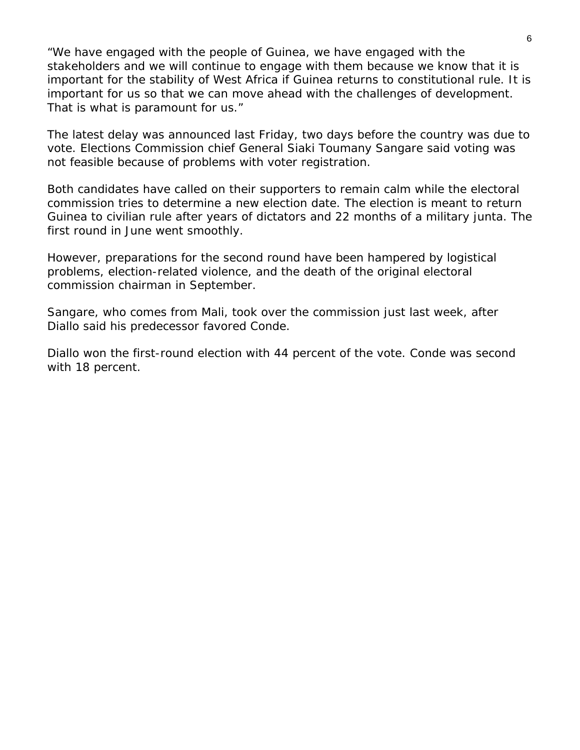"We have engaged with the people of Guinea, we have engaged with the stakeholders and we will continue to engage with them because we know that it is important for the stability of West Africa if Guinea returns to constitutional rule. It is important for us so that we can move ahead with the challenges of development. That is what is paramount for us."

The latest delay was announced last Friday, two days before the country was due to vote. Elections Commission chief General Siaki Toumany Sangare said voting was not feasible because of problems with voter registration.

Both candidates have called on their supporters to remain calm while the electoral commission tries to determine a new election date. The election is meant to return Guinea to civilian rule after years of dictators and 22 months of a military junta. The first round in June went smoothly.

However, preparations for the second round have been hampered by logistical problems, election-related violence, and the death of the original electoral commission chairman in September.

Sangare, who comes from Mali, took over the commission just last week, after Diallo said his predecessor favored Conde.

Diallo won the first-round election with 44 percent of the vote. Conde was second with 18 percent.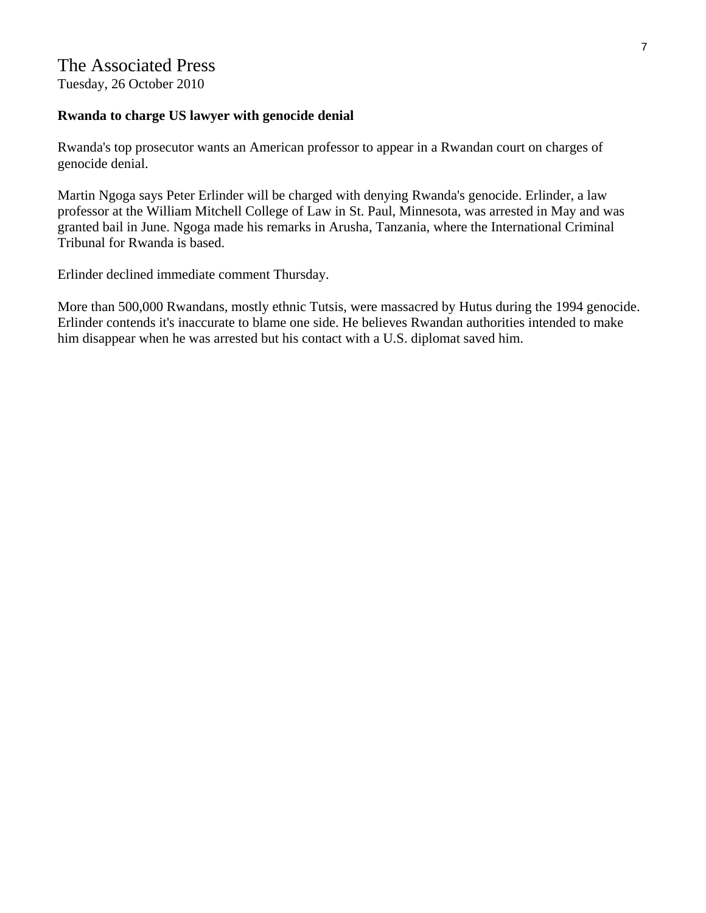# The Associated Press

Tuesday, 26 October 2010

**Rwanda to charge US lawyer with genocide denial**

Rwanda's top prosecutor wants an American professor to appear in a Rwandan court on charges of genocide denial.

Martin Ngoga says Peter Erlinder will be charged with denying Rwanda's genocide. Erlinder, a law professor at the William Mitchell College of Law in St. Paul, Minnesota, was arrested in May and was granted bail in June. Ngoga made his remarks in Arusha, Tanzania, where the International Criminal Tribunal for Rwanda is based.

Erlinder declined immediate comment Thursday.

More than 500,000 Rwandans, mostly ethnic Tutsis, were massacred by Hutus during the 1994 genocide. Erlinder contends it's inaccurate to blame one side. He believes Rwandan authorities intended to make him disappear when he was arrested but his contact with a U.S. diplomat saved him.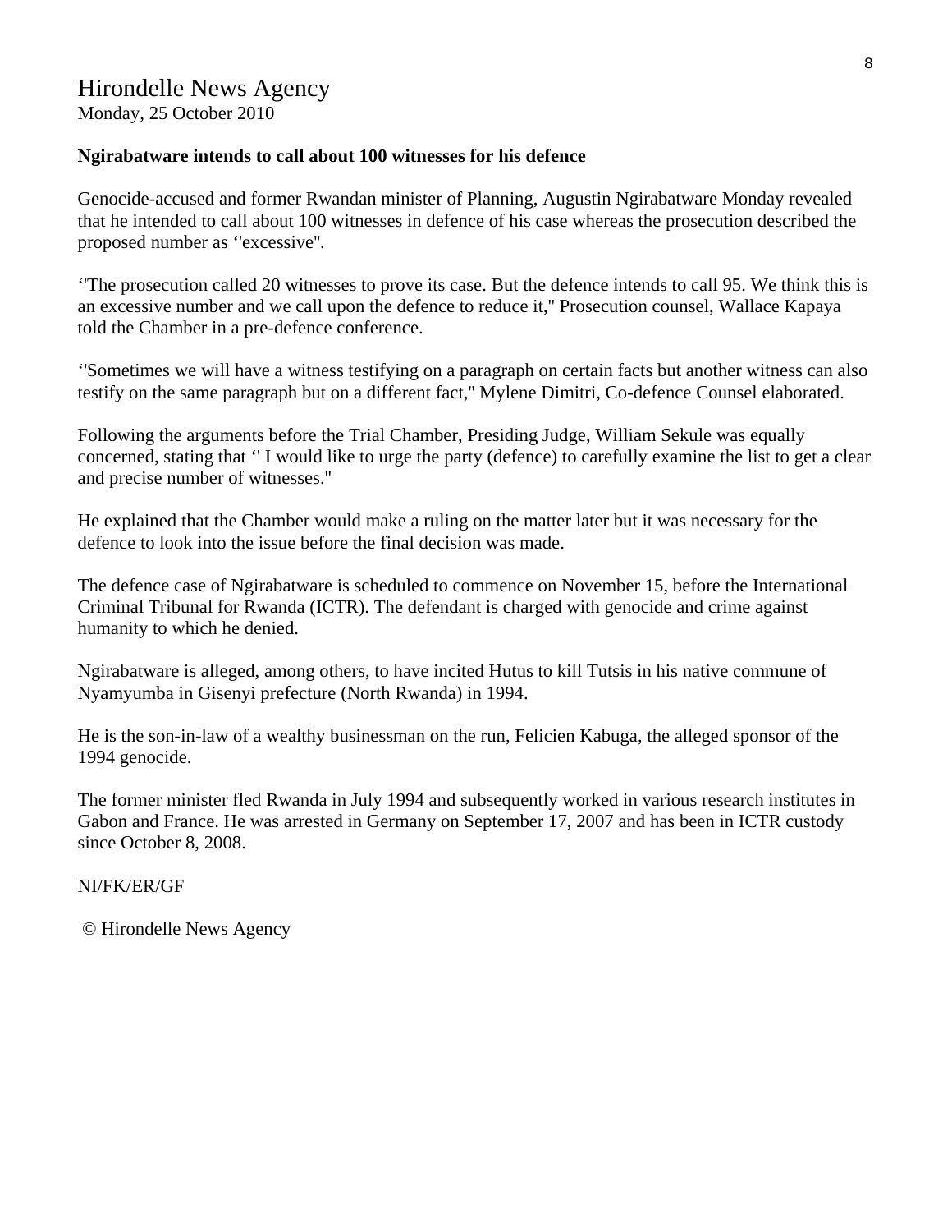# Hirondelle News Agency

Monday, 25 October 2010

**Ngirabatware intends to call about 100 witnesses for his defence**

Genocide-accused and former Rwandan minister of Planning, Augustin Ngirabatware Monday revealed that he intended to call about 100 witnesses in defence of his case whereas the prosecution described the proposed number as ‘'excessive''.

‘'The prosecution called 20 witnesses to prove its case. But the defence intends to call 95. We think this is an excessive number and we call upon the defence to reduce it,'' Prosecution counsel, Wallace Kapaya told the Chamber in a pre-defence conference.

‘'Sometimes we will have a witness testifying on a paragraph on certain facts but another witness can also testify on the same paragraph but on a different fact,'' Mylene Dimitri, Co-defence Counsel elaborated.

Following the arguments before the Trial Chamber, Presiding Judge, William Sekule was equally concerned, stating that ‘' I would like to urge the party (defence) to carefully examine the list to get a clear and precise number of witnesses.''

He explained that the Chamber would make a ruling on the matter later but it was necessary for the defence to look into the issue before the final decision was made.

The defence case of Ngirabatware is scheduled to commence on November 15, before the International Criminal Tribunal for Rwanda (ICTR). The defendant is charged with genocide and crime against humanity to which he denied.

Ngirabatware is alleged, among others, to have incited Hutus to kill Tutsis in his native commune of Nyamyumba in Gisenyi prefecture (North Rwanda) in 1994.

He is the son-in-law of a wealthy businessman on the run, Felicien Kabuga, the alleged sponsor of the 1994 genocide.

The former minister fled Rwanda in July 1994 and subsequently worked in various research institutes in Gabon and France. He was arrested in Germany on September 17, 2007 and has been in ICTR custody since October 8, 2008.

NI/FK/ER/GF

© Hirondelle News Agency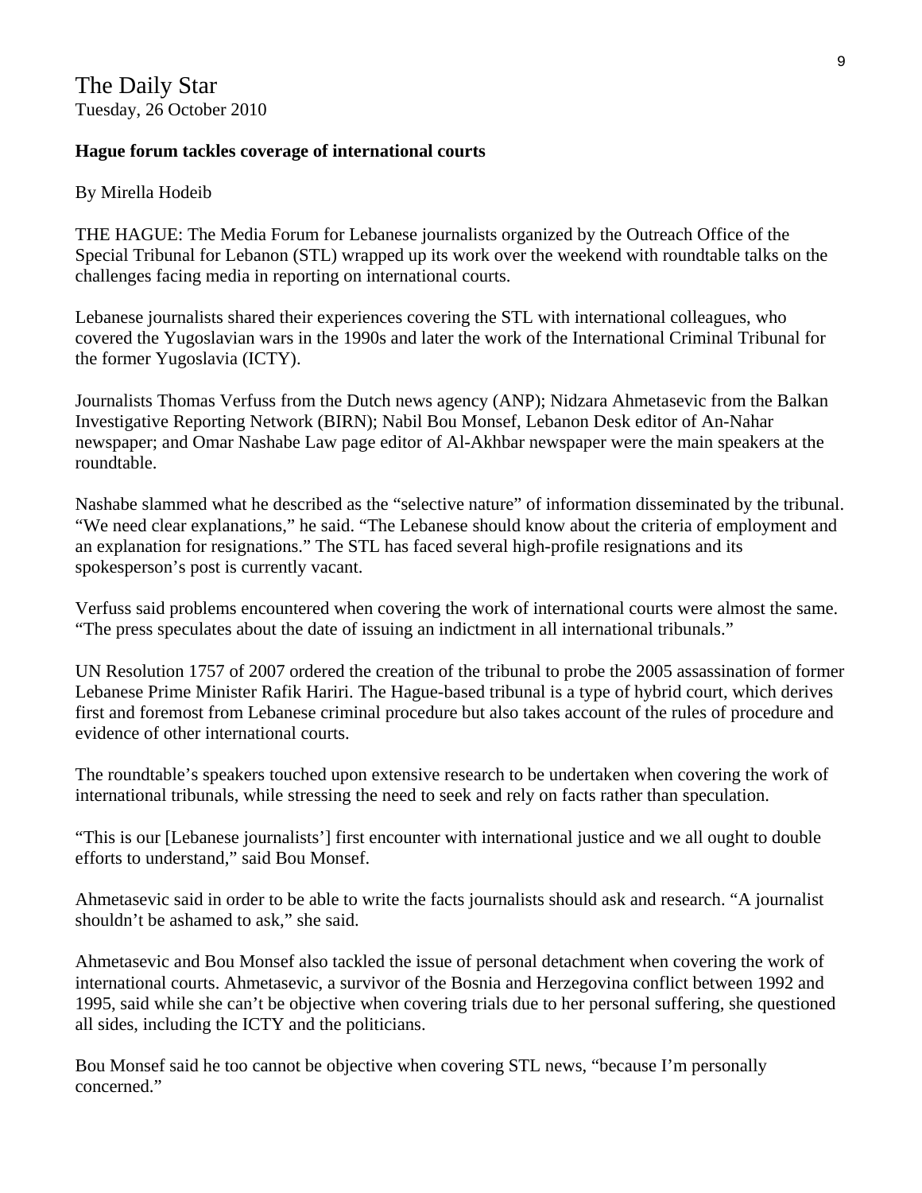The Daily Star
Tuesday, 26 October 2010

**Hague forum tackles coverage of international courts**

By Mirella Hodeib

THE HAGUE: The Media Forum for Lebanese journalists organized by the Outreach Office of the Special Tribunal for Lebanon (STL) wrapped up its work over the weekend with roundtable talks on the challenges facing media in reporting on international courts.

Lebanese journalists shared their experiences covering the STL with international colleagues, who covered the Yugoslavian wars in the 1990s and later the work of the International Criminal Tribunal for the former Yugoslavia (ICTY).

Journalists Thomas Verfuss from the Dutch news agency (ANP); Nidzara Ahmetasevic from the Balkan Investigative Reporting Network (BIRN); Nabil Bou Monsef, Lebanon Desk editor of An-Nahar newspaper; and Omar Nashabe Law page editor of Al-Akhbar newspaper were the main speakers at the roundtable.

Nashabe slammed what he described as the "selective nature" of information disseminated by the tribunal. "We need clear explanations," he said. "The Lebanese should know about the criteria of employment and an explanation for resignations." The STL has faced several high-profile resignations and its spokesperson's post is currently vacant.

Verfuss said problems encountered when covering the work of international courts were almost the same. "The press speculates about the date of issuing an indictment in all international tribunals."

UN Resolution 1757 of 2007 ordered the creation of the tribunal to probe the 2005 assassination of former Lebanese Prime Minister Rafik Hariri. The Hague-based tribunal is a type of hybrid court, which derives first and foremost from Lebanese criminal procedure but also takes account of the rules of procedure and evidence of other international courts.

The roundtable's speakers touched upon extensive research to be undertaken when covering the work of international tribunals, while stressing the need to seek and rely on facts rather than speculation.

"This is our [Lebanese journalists'] first encounter with international justice and we all ought to double efforts to understand," said Bou Monsef.

Ahmetasevic said in order to be able to write the facts journalists should ask and research. "A journalist shouldn't be ashamed to ask," she said.

Ahmetasevic and Bou Monsef also tackled the issue of personal detachment when covering the work of international courts. Ahmetasevic, a survivor of the Bosnia and Herzegovina conflict between 1992 and 1995, said while she can't be objective when covering trials due to her personal suffering, she questioned all sides, including the ICTY and the politicians.

Bou Monsef said he too cannot be objective when covering STL news, "because I'm personally concerned."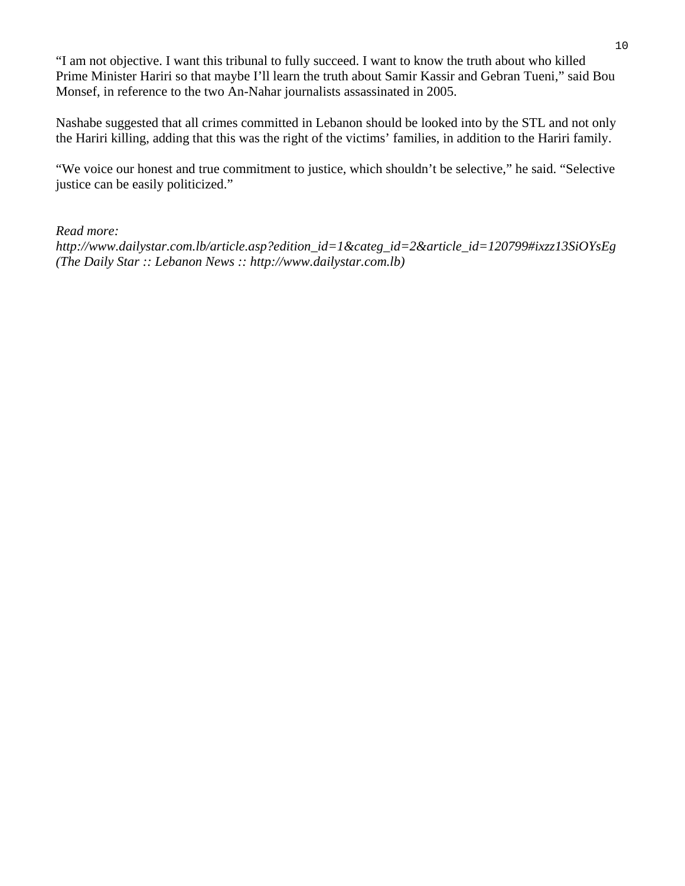“I am not objective. I want this tribunal to fully succeed. I want to know the truth about who killed Prime Minister Hariri so that maybe I’ll learn the truth about Samir Kassir and Gebran Tueni,” said Bou Monsef, in reference to the two An-Nahar journalists assassinated in 2005.

Nashabe suggested that all crimes committed in Lebanon should be looked into by the STL and not only the Hariri killing, adding that this was the right of the victims’ families, in addition to the Hariri family.

“We voice our honest and true commitment to justice, which shouldn’t be selective,” he said. “Selective justice can be easily politicized.”

*Read more: http://www.dailystar.com.lb/article.asp?edition_id=1&categ_id=2&article_id=120799#ixzz13SiOYsEg (The Daily Star :: Lebanon News :: http://www.dailystar.com.lb)*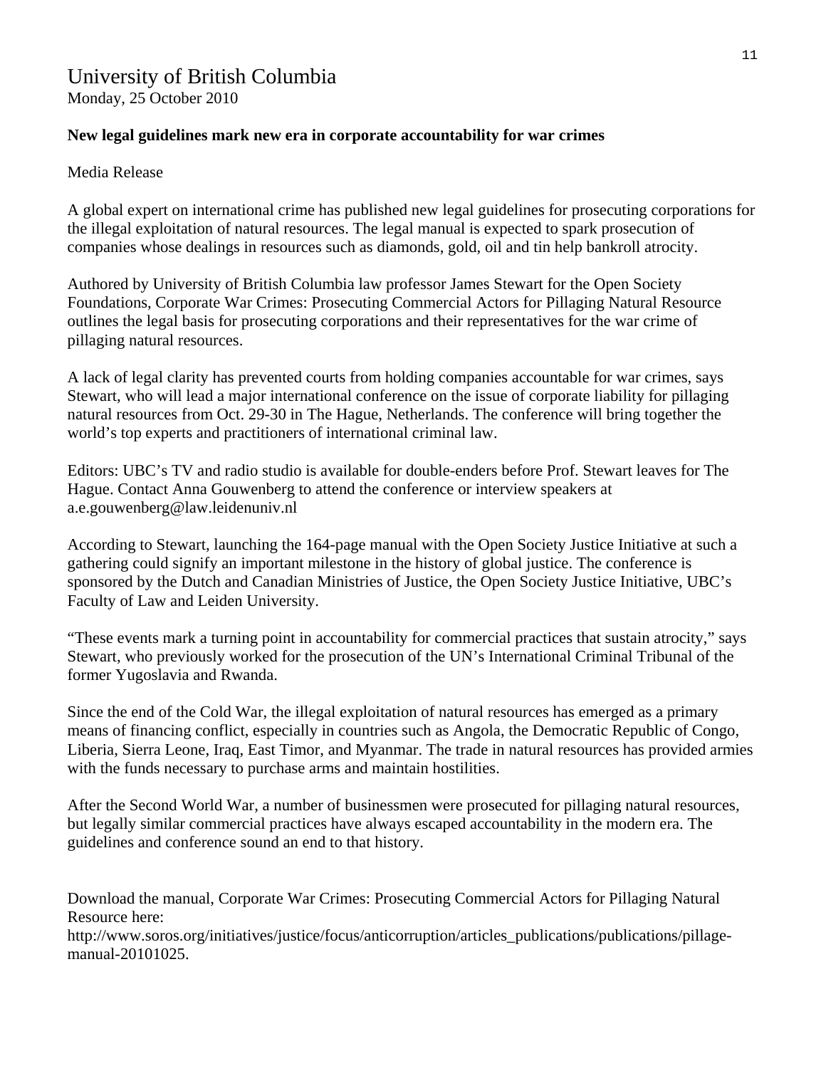# University of British Columbia

Monday, 25 October 2010

**New legal guidelines mark new era in corporate accountability for war crimes**

Media Release

A global expert on international crime has published new legal guidelines for prosecuting corporations for the illegal exploitation of natural resources. The legal manual is expected to spark prosecution of companies whose dealings in resources such as diamonds, gold, oil and tin help bankroll atrocity.

Authored by University of British Columbia law professor James Stewart for the Open Society Foundations, Corporate War Crimes: Prosecuting Commercial Actors for Pillaging Natural Resource outlines the legal basis for prosecuting corporations and their representatives for the war crime of pillaging natural resources.

A lack of legal clarity has prevented courts from holding companies accountable for war crimes, says Stewart, who will lead a major international conference on the issue of corporate liability for pillaging natural resources from Oct. 29-30 in The Hague, Netherlands. The conference will bring together the world's top experts and practitioners of international criminal law.

Editors: UBC's TV and radio studio is available for double-enders before Prof. Stewart leaves for The Hague. Contact Anna Gouwenberg to attend the conference or interview speakers at a.e.gouwenberg@law.leidenuniv.nl

According to Stewart, launching the 164-page manual with the Open Society Justice Initiative at such a gathering could signify an important milestone in the history of global justice. The conference is sponsored by the Dutch and Canadian Ministries of Justice, the Open Society Justice Initiative, UBC's Faculty of Law and Leiden University.

"These events mark a turning point in accountability for commercial practices that sustain atrocity," says Stewart, who previously worked for the prosecution of the UN's International Criminal Tribunal of the former Yugoslavia and Rwanda.

Since the end of the Cold War, the illegal exploitation of natural resources has emerged as a primary means of financing conflict, especially in countries such as Angola, the Democratic Republic of Congo, Liberia, Sierra Leone, Iraq, East Timor, and Myanmar. The trade in natural resources has provided armies with the funds necessary to purchase arms and maintain hostilities.

After the Second World War, a number of businessmen were prosecuted for pillaging natural resources, but legally similar commercial practices have always escaped accountability in the modern era. The guidelines and conference sound an end to that history.

Download the manual, Corporate War Crimes: Prosecuting Commercial Actors for Pillaging Natural Resource here:
http://www.soros.org/initiatives/justice/focus/anticorruption/articles_publications/publications/pillage-manual-20101025.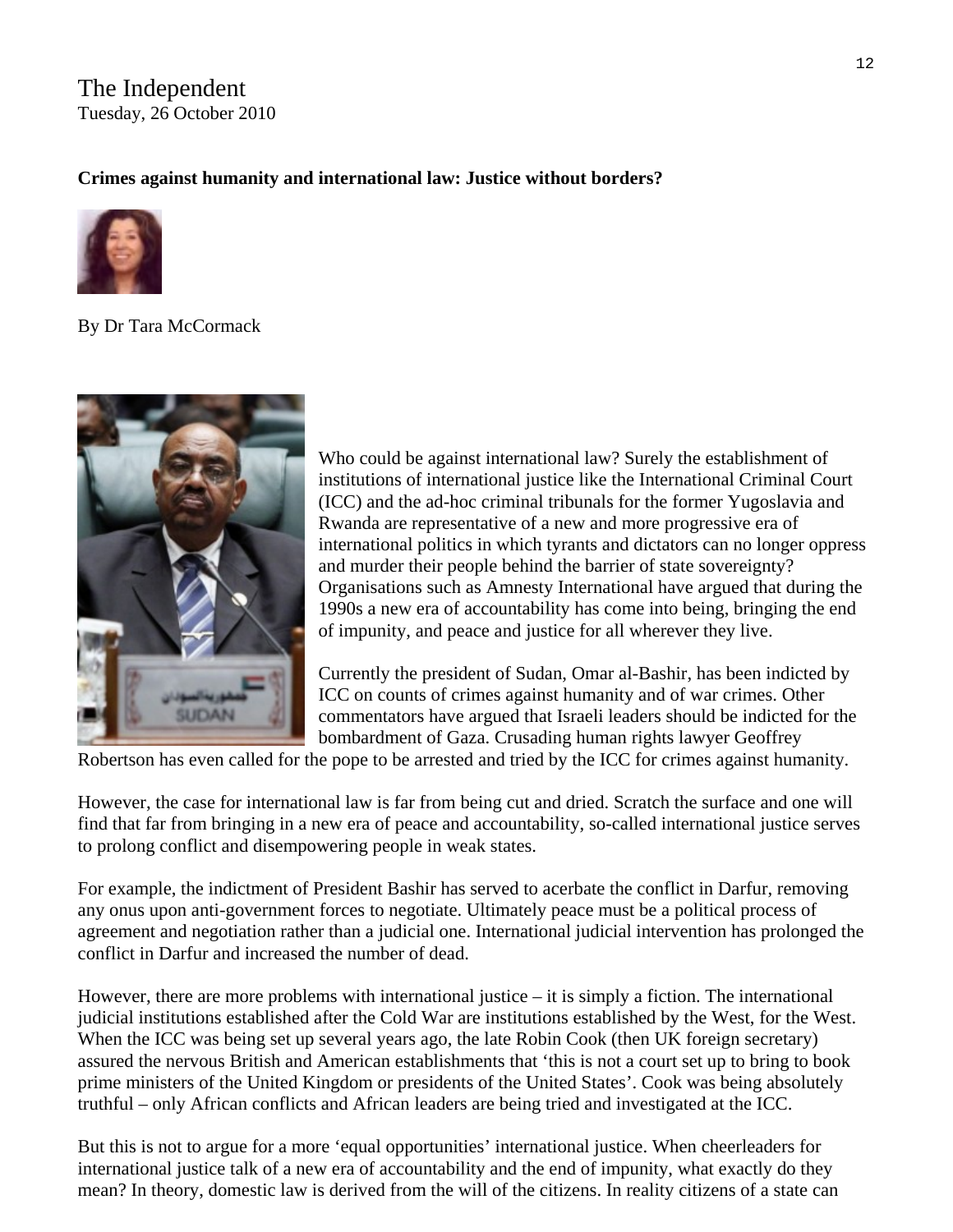The Independent
Tuesday, 26 October 2010

**Crimes against humanity and international law: Justice without borders?**

By Dr Tara McCormack

Who could be against international law? Surely the establishment of institutions of international justice like the International Criminal Court (ICC) and the ad-hoc criminal tribunals for the former Yugoslavia and Rwanda are representative of a new and more progressive era of international politics in which tyrants and dictators can no longer oppress and murder their people behind the barrier of state sovereignty? Organisations such as Amnesty International have argued that during the 1990s a new era of accountability has come into being, bringing the end of impunity, and peace and justice for all wherever they live.

Currently the president of Sudan, Omar al-Bashir, has been indicted by ICC on counts of crimes against humanity and of war crimes. Other commentators have argued that Israeli leaders should be indicted for the bombardment of Gaza. Crusading human rights lawyer Geoffrey Robertson has even called for the pope to be arrested and tried by the ICC for crimes against humanity.

However, the case for international law is far from being cut and dried. Scratch the surface and one will find that far from bringing in a new era of peace and accountability, so-called international justice serves to prolong conflict and disempowering people in weak states.

For example, the indictment of President Bashir has served to acerbate the conflict in Darfur, removing any onus upon anti-government forces to negotiate. Ultimately peace must be a political process of agreement and negotiation rather than a judicial one. International judicial intervention has prolonged the conflict in Darfur and increased the number of dead.

However, there are more problems with international justice – it is simply a fiction. The international judicial institutions established after the Cold War are institutions established by the West, for the West. When the ICC was being set up several years ago, the late Robin Cook (then UK foreign secretary) assured the nervous British and American establishments that 'this is not a court set up to bring to book prime ministers of the United Kingdom or presidents of the United States'. Cook was being absolutely truthful – only African conflicts and African leaders are being tried and investigated at the ICC.

But this is not to argue for a more 'equal opportunities' international justice. When cheerleaders for international justice talk of a new era of accountability and the end of impunity, what exactly do they mean? In theory, domestic law is derived from the will of the citizens. In reality citizens of a state can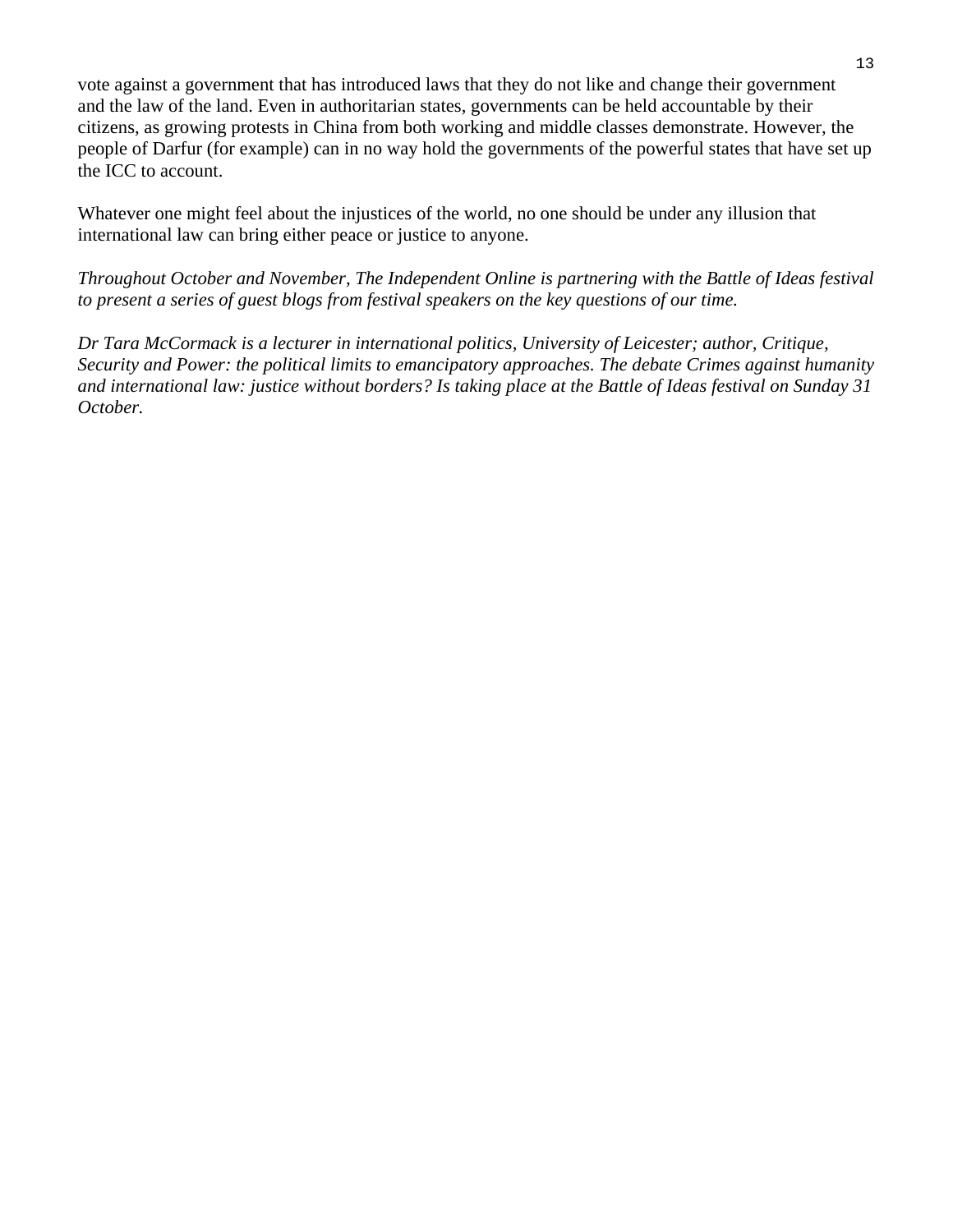vote against a government that has introduced laws that they do not like and change their government and the law of the land. Even in authoritarian states, governments can be held accountable by their citizens, as growing protests in China from both working and middle classes demonstrate. However, the people of Darfur (for example) can in no way hold the governments of the powerful states that have set up the ICC to account.

Whatever one might feel about the injustices of the world, no one should be under any illusion that international law can bring either peace or justice to anyone.

*Throughout October and November, The Independent Online is partnering with the Battle of Ideas festival to present a series of guest blogs from festival speakers on the key questions of our time.*

*Dr Tara McCormack is a lecturer in international politics, University of Leicester; author, Critique, Security and Power: the political limits to emancipatory approaches. The debate Crimes against humanity and international law: justice without borders? Is taking place at the Battle of Ideas festival on Sunday 31 October.*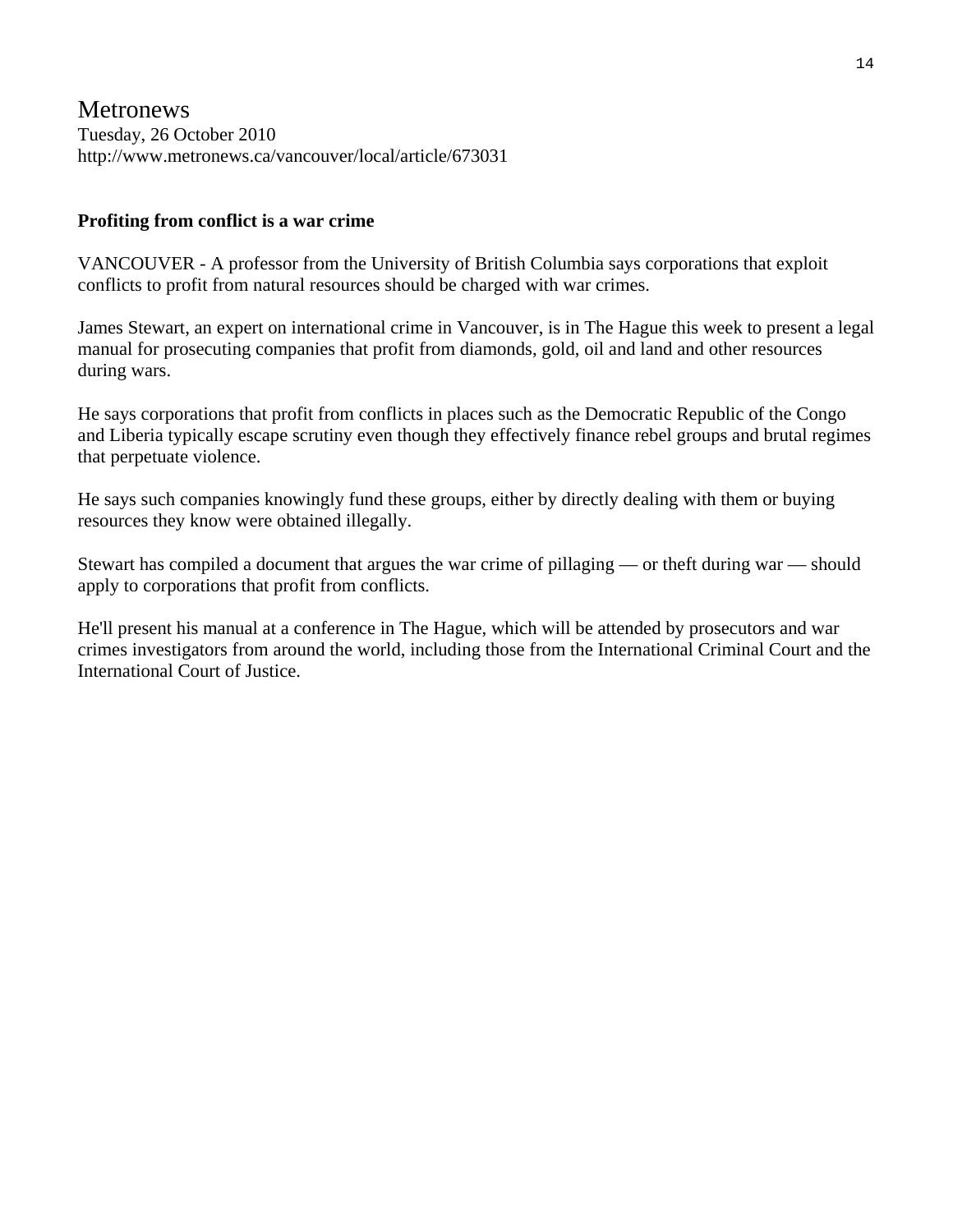# Metronews

Tuesday, 26 October 2010
http://www.metronews.ca/vancouver/local/article/673031

**Profiting from conflict is a war crime**

VANCOUVER - A professor from the University of British Columbia says corporations that exploit conflicts to profit from natural resources should be charged with war crimes.

James Stewart, an expert on international crime in Vancouver, is in The Hague this week to present a legal manual for prosecuting companies that profit from diamonds, gold, oil and land and other resources during wars.

He says corporations that profit from conflicts in places such as the Democratic Republic of the Congo and Liberia typically escape scrutiny even though they effectively finance rebel groups and brutal regimes that perpetuate violence.

He says such companies knowingly fund these groups, either by directly dealing with them or buying resources they know were obtained illegally.

Stewart has compiled a document that argues the war crime of pillaging — or theft during war — should apply to corporations that profit from conflicts.

He'll present his manual at a conference in The Hague, which will be attended by prosecutors and war crimes investigators from around the world, including those from the International Criminal Court and the International Court of Justice.